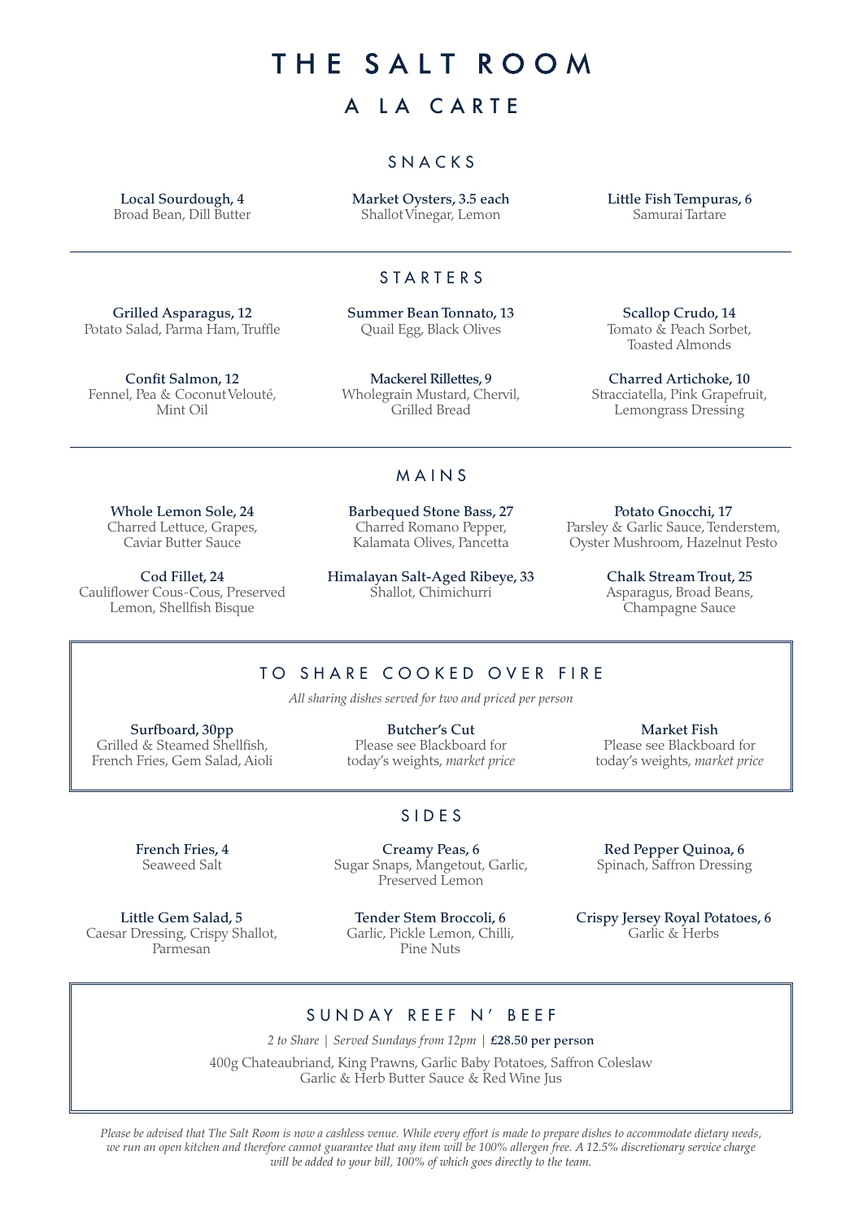# THE SALT ROOM

## A LA CARTE

### SNACKS

**Local Sourdough, 4**
Broad Bean, Dill Butter

**Market Oysters, 3.5 each**
Shallot Vinegar, Lemon

**Little Fish Tempuras, 6**
Samurai Tartare

---

### STARTERS

**Grilled Asparagus, 12**
Potato Salad, Parma Ham, Truffle

**Summer Bean Tonnato, 13**
Quail Egg, Black Olives

**Scallop Crudo, 14**
Tomato & Peach Sorbet, Toasted Almonds

**Confit Salmon, 12**
Fennel, Pea & Coconut Velouté, Mint Oil

**Mackerel Rillettes, 9**
Wholegrain Mustard, Chervil, Grilled Bread

**Charred Artichoke, 10**
Stracciatella, Pink Grapefruit, Lemongrass Dressing

---

### MAINS

**Whole Lemon Sole, 24**
Charred Lettuce, Grapes, Caviar Butter Sauce

**Barbequed Stone Bass, 27**
Charred Romano Pepper, Kalamata Olives, Pancetta

**Potato Gnocchi, 17**
Parsley & Garlic Sauce, Tenderstem, Oyster Mushroom, Hazelnut Pesto

**Cod Fillet, 24**
Cauliflower Cous-Cous, Preserved Lemon, Shellfish Bisque

**Himalayan Salt-Aged Ribeye, 33**
Shallot, Chimichurri

**Chalk Stream Trout, 25**
Asparagus, Broad Beans, Champagne Sauce

### TO SHARE COOKED OVER FIRE

*All sharing dishes served for two and priced per person*

**Surfboard, 30pp**
Grilled & Steamed Shellfish, French Fries, Gem Salad, Aioli

**Butcher's Cut**
Please see Blackboard for today's weights, *market price*

**Market Fish**
Please see Blackboard for today's weights, *market price*

### SIDES

**French Fries, 4**
Seaweed Salt

**Creamy Peas, 6**
Sugar Snaps, Mangetout, Garlic, Preserved Lemon

**Red Pepper Quinoa, 6**
Spinach, Saffron Dressing

**Little Gem Salad, 5**
Caesar Dressing, Crispy Shallot, Parmesan

**Tender Stem Broccoli, 6**
Garlic, Pickle Lemon, Chilli, Pine Nuts

**Crispy Jersey Royal Potatoes, 6**
Garlic & Herbs

### SUNDAY REEF N' BEEF

*2 to Share | Served Sundays from 12pm |* **£28.50 per person**

400g Chateaubriand, King Prawns, Garlic Baby Potatoes, Saffron Coleslaw
Garlic & Herb Butter Sauce & Red Wine Jus

*Please be advised that The Salt Room is now a cashless venue. While every effort is made to prepare dishes to accommodate dietary needs, we run an open kitchen and therefore cannot guarantee that any item will be 100% allergen free. A 12.5% discretionary service charge will be added to your bill, 100% of which goes directly to the team.*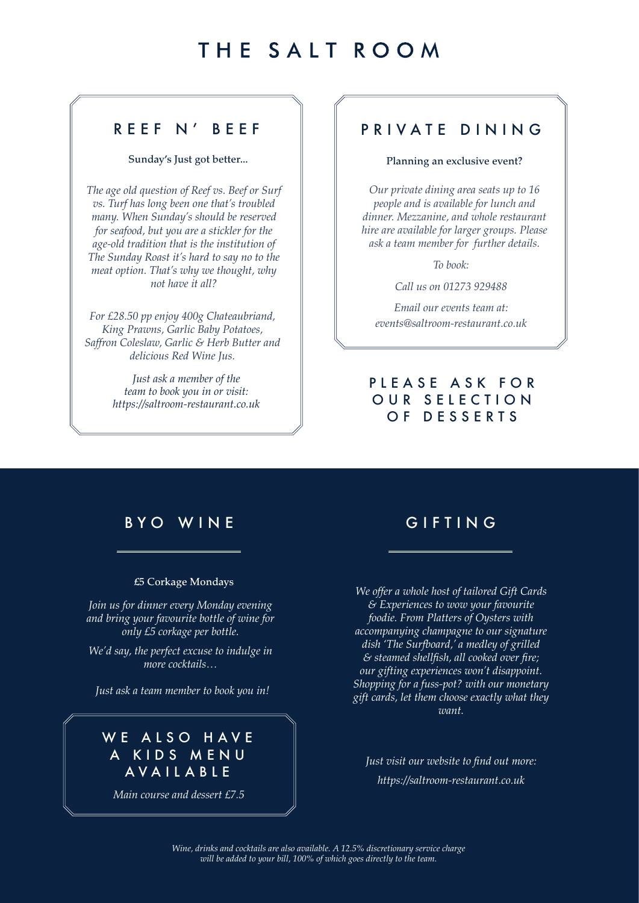# THE SALT ROOM

## REEF N' BEEF

**Sunday's Just got better...**

*The age old question of Reef vs. Beef or Surf vs. Turf has long been one that's troubled many. When Sunday's should be reserved for seafood, but you are a stickler for the age-old tradition that is the institution of The Sunday Roast it's hard to say no to the meat option. That's why we thought, why not have it all?*

*For £28.50 pp enjoy 400g Chateaubriand, King Prawns, Garlic Baby Potatoes, Saffron Coleslaw, Garlic & Herb Butter and delicious Red Wine Jus.*

*Just ask a member of the team to book you in or visit: https://saltroom-restaurant.co.uk*

## PRIVATE DINING

**Planning an exclusive event?**

*Our private dining area seats up to 16 people and is available for lunch and dinner. Mezzanine, and whole restaurant hire are available for larger groups. Please ask a team member for further details.*

*To book:*

*Call us on 01273 929488*

*Email our events team at: events@saltroom-restaurant.co.uk*

## PLEASE ASK FOR OUR SELECTION OF DESSERTS

## BYO WINE

**£5 Corkage Mondays**

*Join us for dinner every Monday evening and bring your favourite bottle of wine for only £5 corkage per bottle.*

*We'd say, the perfect excuse to indulge in more cocktails…*

*Just ask a team member to book you in!*

## WE ALSO HAVE A KIDS MENU AVAILABLE

*Main course and dessert £7.5*

## GIFTING

*We offer a whole host of tailored Gift Cards & Experiences to wow your favourite foodie. From Platters of Oysters with accompanying champagne to our signature dish 'The Surfboard,' a medley of grilled & steamed shellfish, all cooked over fire; our gifting experiences won't disappoint. Shopping for a fuss-pot? with our monetary gift cards, let them choose exactly what they want.*

*Just visit our website to find out more: https://saltroom-restaurant.co.uk*

*Wine, drinks and cocktails are also available. A 12.5% discretionary service charge will be added to your bill, 100% of which goes directly to the team.*